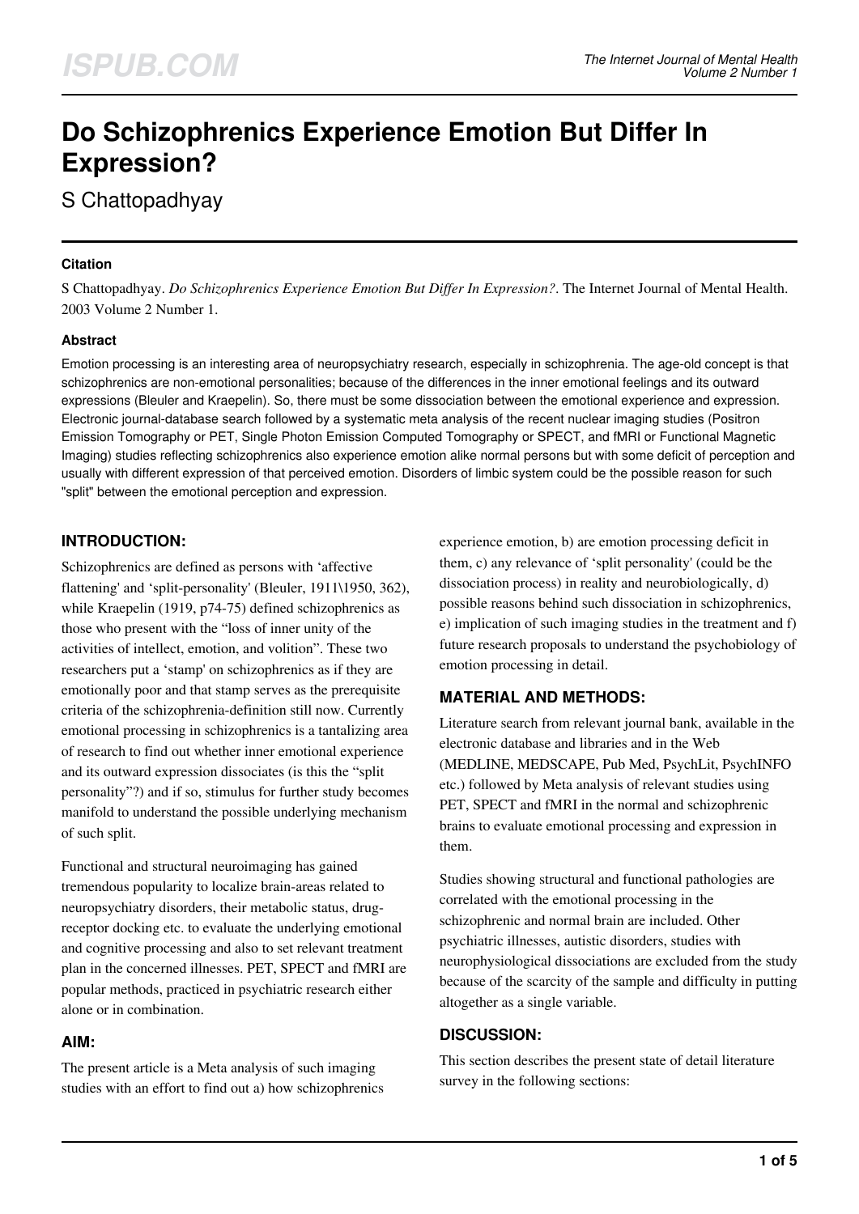# Do Schizophrenics Experience Emotion But Differ In Expression?

S Chattopadhyay

### Citation

S Chattopadhyay. *Do Schizophrenics Experience Emotion But Differ In Expression?*. The Internet Journal of Mental Health. 2003 Volume 2 Number 1.

### Abstract

Emotion processing is an interesting area of neuropsychiatry research, especially in schizophrenia. The age-old concept is that schizophrenics are non-emotional personalities; because of the differences in the inner emotional feelings and its outward expressions (Bleuler and Kraepelin). So, there must be some dissociation between the emotional experience and expression. Electronic journal-database search followed by a systematic meta analysis of the recent nuclear imaging studies (Positron Emission Tomography or PET, Single Photon Emission Computed Tomography or SPECT, and fMRI or Functional Magnetic Imaging) studies reflecting schizophrenics also experience emotion alike normal persons but with some deficit of perception and usually with different expression of that perceived emotion. Disorders of limbic system could be the possible reason for such "split" between the emotional perception and expression.

## INTRODUCTION:

Schizophrenics are defined as persons with 'affective flattening' and 'split-personality' (Bleuler, 1911\1950, 362), while Kraepelin (1919, p74-75) defined schizophrenics as those who present with the "loss of inner unity of the activities of intellect, emotion, and volition". These two researchers put a 'stamp' on schizophrenics as if they are emotionally poor and that stamp serves as the prerequisite criteria of the schizophrenia-definition still now. Currently emotional processing in schizophrenics is a tantalizing area of research to find out whether inner emotional experience and its outward expression dissociates (is this the "split personality"?) and if so, stimulus for further study becomes manifold to understand the possible underlying mechanism of such split.

Functional and structural neuroimaging has gained tremendous popularity to localize brain-areas related to neuropsychiatry disorders, their metabolic status, drug-receptor docking etc. to evaluate the underlying emotional and cognitive processing and also to set relevant treatment plan in the concerned illnesses. PET, SPECT and fMRI are popular methods, practiced in psychiatric research either alone or in combination.

## AIM:

The present article is a Meta analysis of such imaging studies with an effort to find out a) how schizophrenics experience emotion, b) are emotion processing deficit in them, c) any relevance of 'split personality' (could be the dissociation process) in reality and neurobiologically, d) possible reasons behind such dissociation in schizophrenics, e) implication of such imaging studies in the treatment and f) future research proposals to understand the psychobiology of emotion processing in detail.

## MATERIAL AND METHODS:

Literature search from relevant journal bank, available in the electronic database and libraries and in the Web (MEDLINE, MEDSCAPE, Pub Med, PsychLit, PsychINFO etc.) followed by Meta analysis of relevant studies using PET, SPECT and fMRI in the normal and schizophrenic brains to evaluate emotional processing and expression in them.

Studies showing structural and functional pathologies are correlated with the emotional processing in the schizophrenic and normal brain are included. Other psychiatric illnesses, autistic disorders, studies with neurophysiological dissociations are excluded from the study because of the scarcity of the sample and difficulty in putting altogether as a single variable.

## DISCUSSION:

This section describes the present state of detail literature survey in the following sections: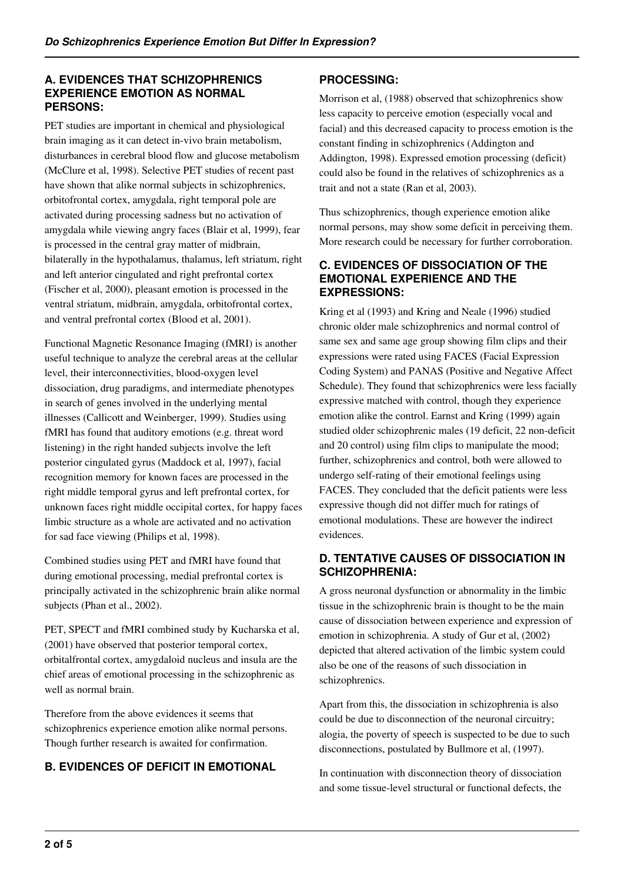## A. EVIDENCES THAT SCHIZOPHRENICS EXPERIENCE EMOTION AS NORMAL PERSONS:

PET studies are important in chemical and physiological brain imaging as it can detect in-vivo brain metabolism, disturbances in cerebral blood flow and glucose metabolism (McClure et al, 1998). Selective PET studies of recent past have shown that alike normal subjects in schizophrenics, orbitofrontal cortex, amygdala, right temporal pole are activated during processing sadness but no activation of amygdala while viewing angry faces (Blair et al, 1999), fear is processed in the central gray matter of midbrain, bilaterally in the hypothalamus, thalamus, left striatum, right and left anterior cingulated and right prefrontal cortex (Fischer et al, 2000), pleasant emotion is processed in the ventral striatum, midbrain, amygdala, orbitofrontal cortex, and ventral prefrontal cortex (Blood et al, 2001).

Functional Magnetic Resonance Imaging (fMRI) is another useful technique to analyze the cerebral areas at the cellular level, their interconnectivities, blood-oxygen level dissociation, drug paradigms, and intermediate phenotypes in search of genes involved in the underlying mental illnesses (Callicott and Weinberger, 1999). Studies using fMRI has found that auditory emotions (e.g. threat word listening) in the right handed subjects involve the left posterior cingulated gyrus (Maddock et al, 1997), facial recognition memory for known faces are processed in the right middle temporal gyrus and left prefrontal cortex, for unknown faces right middle occipital cortex, for happy faces limbic structure as a whole are activated and no activation for sad face viewing (Philips et al, 1998).

Combined studies using PET and fMRI have found that during emotional processing, medial prefrontal cortex is principally activated in the schizophrenic brain alike normal subjects (Phan et al., 2002).

PET, SPECT and fMRI combined study by Kucharska et al, (2001) have observed that posterior temporal cortex, orbitalfrontal cortex, amygdaloid nucleus and insula are the chief areas of emotional processing in the schizophrenic as well as normal brain.

Therefore from the above evidences it seems that schizophrenics experience emotion alike normal persons. Though further research is awaited for confirmation.

## B. EVIDENCES OF DEFICIT IN EMOTIONAL PROCESSING:

Morrison et al, (1988) observed that schizophrenics show less capacity to perceive emotion (especially vocal and facial) and this decreased capacity to process emotion is the constant finding in schizophrenics (Addington and Addington, 1998). Expressed emotion processing (deficit) could also be found in the relatives of schizophrenics as a trait and not a state (Ran et al, 2003).

Thus schizophrenics, though experience emotion alike normal persons, may show some deficit in perceiving them. More research could be necessary for further corroboration.

## C. EVIDENCES OF DISSOCIATION OF THE EMOTIONAL EXPERIENCE AND THE EXPRESSIONS:

Kring et al (1993) and Kring and Neale (1996) studied chronic older male schizophrenics and normal control of same sex and same age group showing film clips and their expressions were rated using FACES (Facial Expression Coding System) and PANAS (Positive and Negative Affect Schedule). They found that schizophrenics were less facially expressive matched with control, though they experience emotion alike the control. Earnst and Kring (1999) again studied older schizophrenic males (19 deficit, 22 non-deficit and 20 control) using film clips to manipulate the mood; further, schizophrenics and control, both were allowed to undergo self-rating of their emotional feelings using FACES. They concluded that the deficit patients were less expressive though did not differ much for ratings of emotional modulations. These are however the indirect evidences.

## D. TENTATIVE CAUSES OF DISSOCIATION IN SCHIZOPHRENIA:

A gross neuronal dysfunction or abnormality in the limbic tissue in the schizophrenic brain is thought to be the main cause of dissociation between experience and expression of emotion in schizophrenia. A study of Gur et al, (2002) depicted that altered activation of the limbic system could also be one of the reasons of such dissociation in schizophrenics.

Apart from this, the dissociation in schizophrenia is also could be due to disconnection of the neuronal circuitry; alogia, the poverty of speech is suspected to be due to such disconnections, postulated by Bullmore et al, (1997).

In continuation with disconnection theory of dissociation and some tissue-level structural or functional defects, the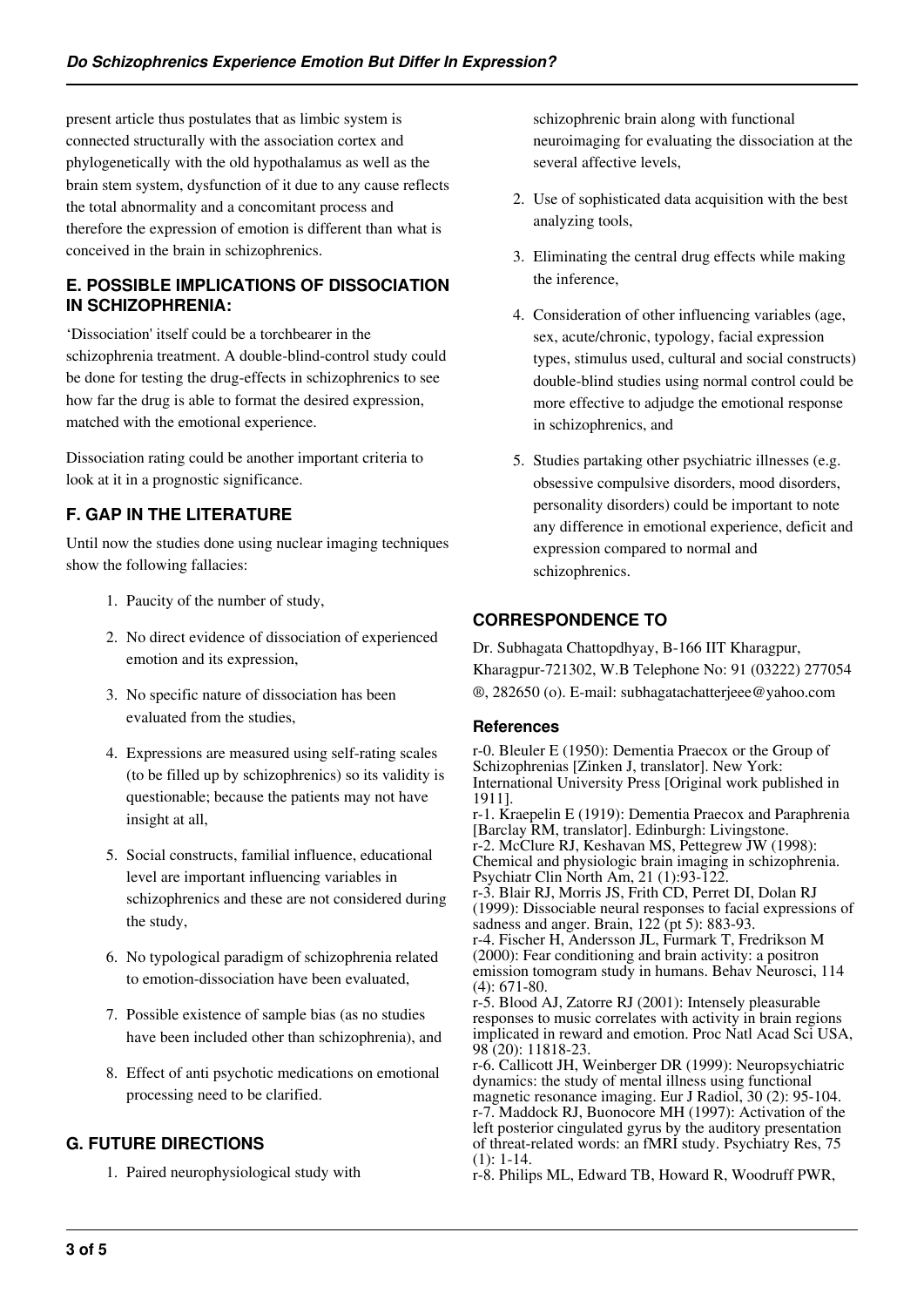present article thus postulates that as limbic system is connected structurally with the association cortex and phylogenetically with the old hypothalamus as well as the brain stem system, dysfunction of it due to any cause reflects the total abnormality and a concomitant process and therefore the expression of emotion is different than what is conceived in the brain in schizophrenics.

## E. POSSIBLE IMPLICATIONS OF DISSOCIATION IN SCHIZOPHRENIA:

'Dissociation' itself could be a torchbearer in the schizophrenia treatment. A double-blind-control study could be done for testing the drug-effects in schizophrenics to see how far the drug is able to format the desired expression, matched with the emotional experience.

Dissociation rating could be another important criteria to look at it in a prognostic significance.

## F. GAP IN THE LITERATURE

Until now the studies done using nuclear imaging techniques show the following fallacies:

1. Paucity of the number of study,
2. No direct evidence of dissociation of experienced emotion and its expression,
3. No specific nature of dissociation has been evaluated from the studies,
4. Expressions are measured using self-rating scales (to be filled up by schizophrenics) so its validity is questionable; because the patients may not have insight at all,
5. Social constructs, familial influence, educational level are important influencing variables in schizophrenics and these are not considered during the study,
6. No typological paradigm of schizophrenia related to emotion-dissociation have been evaluated,
7. Possible existence of sample bias (as no studies have been included other than schizophrenia), and
8. Effect of anti psychotic medications on emotional processing need to be clarified.

## G. FUTURE DIRECTIONS

1. Paired neurophysiological study with schizophrenic brain along with functional neuroimaging for evaluating the dissociation at the several affective levels,
2. Use of sophisticated data acquisition with the best analyzing tools,
3. Eliminating the central drug effects while making the inference,
4. Consideration of other influencing variables (age, sex, acute/chronic, typology, facial expression types, stimulus used, cultural and social constructs) double-blind studies using normal control could be more effective to adjudge the emotional response in schizophrenics, and
5. Studies partaking other psychiatric illnesses (e.g. obsessive compulsive disorders, mood disorders, personality disorders) could be important to note any difference in emotional experience, deficit and expression compared to normal and schizophrenics.

## CORRESPONDENCE TO

Dr. Subhagata Chattopdhyay, B-166 IIT Kharagpur, Kharagpur-721302, W.B Telephone No: 91 (03222) 277054 ®, 282650 (o). E-mail: subhagatachatterjeee@yahoo.com

### References

r-0. Bleuler E (1950): Dementia Praecox or the Group of Schizophrenias [Zinken J, translator]. New York: International University Press [Original work published in 1911].

r-1. Kraepelin E (1919): Dementia Praecox and Paraphrenia [Barclay RM, translator]. Edinburgh: Livingstone.

r-2. McClure RJ, Keshavan MS, Pettegrew JW (1998): Chemical and physiologic brain imaging in schizophrenia. Psychiatr Clin North Am, 21 (1):93-122.

r-3. Blair RJ, Morris JS, Frith CD, Perret DI, Dolan RJ (1999): Dissociable neural responses to facial expressions of sadness and anger. Brain, 122 (pt 5): 883-93.

r-4. Fischer H, Andersson JL, Furmark T, Fredrikson M (2000): Fear conditioning and brain activity: a positron emission tomogram study in humans. Behav Neurosci, 114 (4): 671-80.

r-5. Blood AJ, Zatorre RJ (2001): Intensely pleasurable responses to music correlates with activity in brain regions implicated in reward and emotion. Proc Natl Acad Sci USA, 98 (20): 11818-23.

r-6. Callicott JH, Weinberger DR (1999): Neuropsychiatric dynamics: the study of mental illness using functional magnetic resonance imaging. Eur J Radiol, 30 (2): 95-104.

r-7. Maddock RJ, Buonocore MH (1997): Activation of the left posterior cingulated gyrus by the auditory presentation of threat-related words: an fMRI study. Psychiatry Res, 75 (1): 1-14.

r-8. Philips ML, Edward TB, Howard R, Woodruff PWR,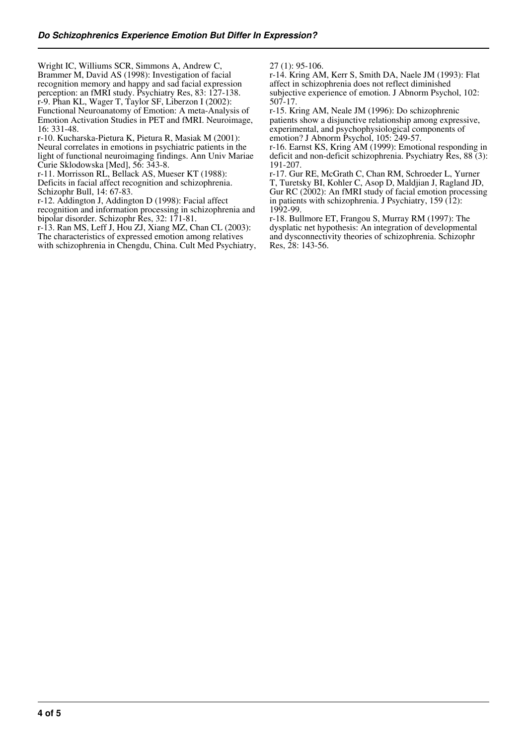Wright IC, Williums SCR, Simmons A, Andrew C, Brammer M, David AS (1998): Investigation of facial recognition memory and happy and sad facial expression perception: an fMRI study. Psychiatry Res, 83: 127-138.

r-9. Phan KL, Wager T, Taylor SF, Liberzon I (2002): Functional Neuroanatomy of Emotion: A meta-Analysis of Emotion Activation Studies in PET and fMRI. Neuroimage, 16: 331-48.

r-10. Kucharska-Pietura K, Pietura R, Masiak M (2001): Neural correlates in emotions in psychiatric patients in the light of functional neuroimaging findings. Ann Univ Mariae Curie Sklodowska [Med], 56: 343-8.

r-11. Morrisson RL, Bellack AS, Mueser KT (1988): Deficits in facial affect recognition and schizophrenia. Schizophr Bull, 14: 67-83.

r-12. Addington J, Addington D (1998): Facial affect recognition and information processing in schizophrenia and bipolar disorder. Schizophr Res, 32: 171-81.

r-13. Ran MS, Leff J, Hou ZJ, Xiang MZ, Chan CL (2003): The characteristics of expressed emotion among relatives with schizophrenia in Chengdu, China. Cult Med Psychiatry, 27 (1): 95-106.

r-14. Kring AM, Kerr S, Smith DA, Naele JM (1993): Flat affect in schizophrenia does not reflect diminished subjective experience of emotion. J Abnorm Psychol, 102: 507-17.

r-15. Kring AM, Neale JM (1996): Do schizophrenic patients show a disjunctive relationship among expressive, experimental, and psychophysiological components of emotion? J Abnorm Psychol, 105: 249-57.

r-16. Earnst KS, Kring AM (1999): Emotional responding in deficit and non-deficit schizophrenia. Psychiatry Res, 88 (3): 191-207.

r-17. Gur RE, McGrath C, Chan RM, Schroeder L, Yurner T, Turetsky BI, Kohler C, Asop D, Maldjian J, Ragland JD, Gur RC (2002): An fMRI study of facial emotion processing in patients with schizophrenia. J Psychiatry, 159 (12): 1992-99.

r-18. Bullmore ET, Frangou S, Murray RM (1997): The dysplatic net hypothesis: An integration of developmental and dysconnectivity theories of schizophrenia. Schizophr Res, 28: 143-56.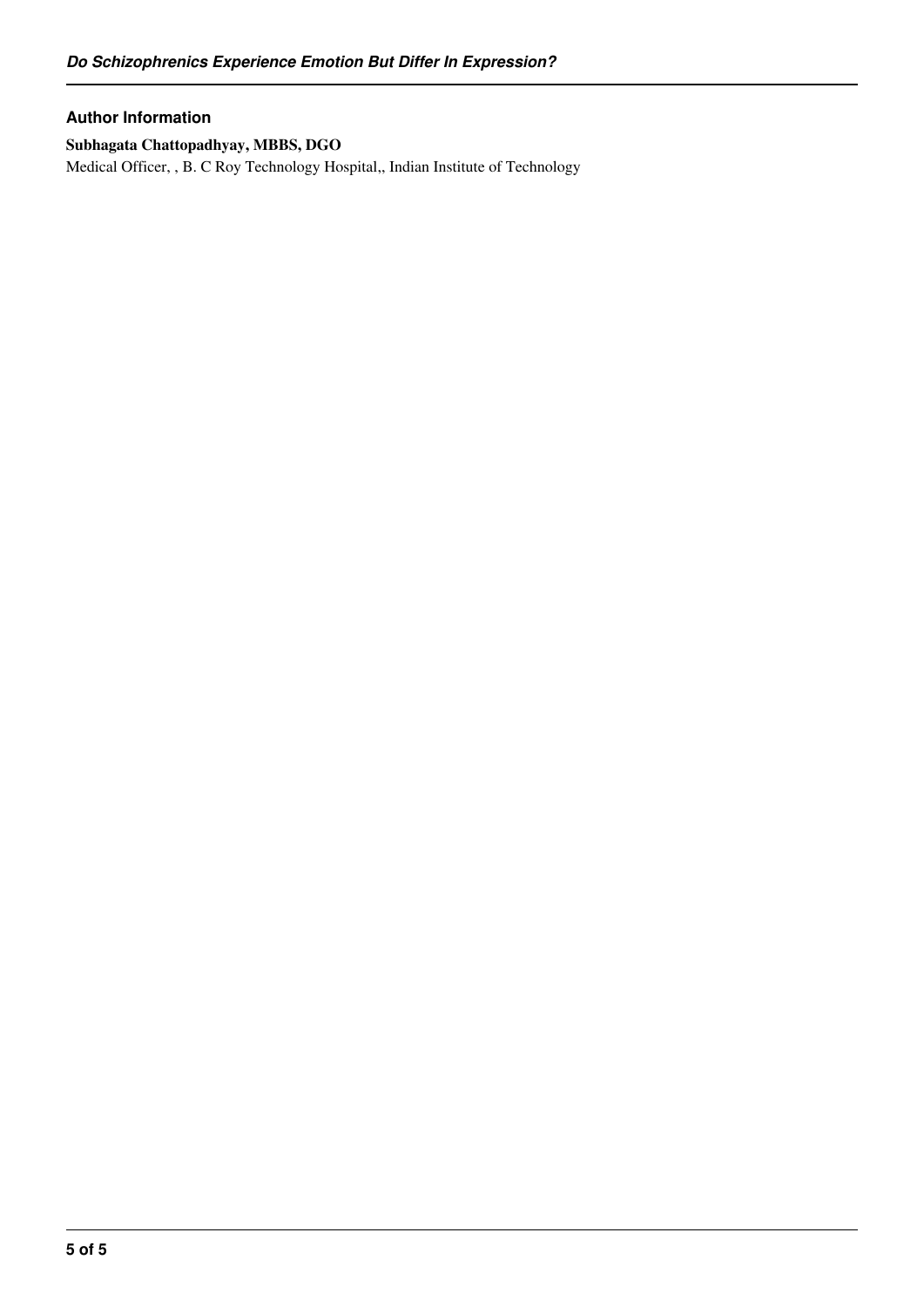## Author Information

**Subhagata Chattopadhyay, MBBS, DGO**

Medical Officer, , B. C Roy Technology Hospital,, Indian Institute of Technology